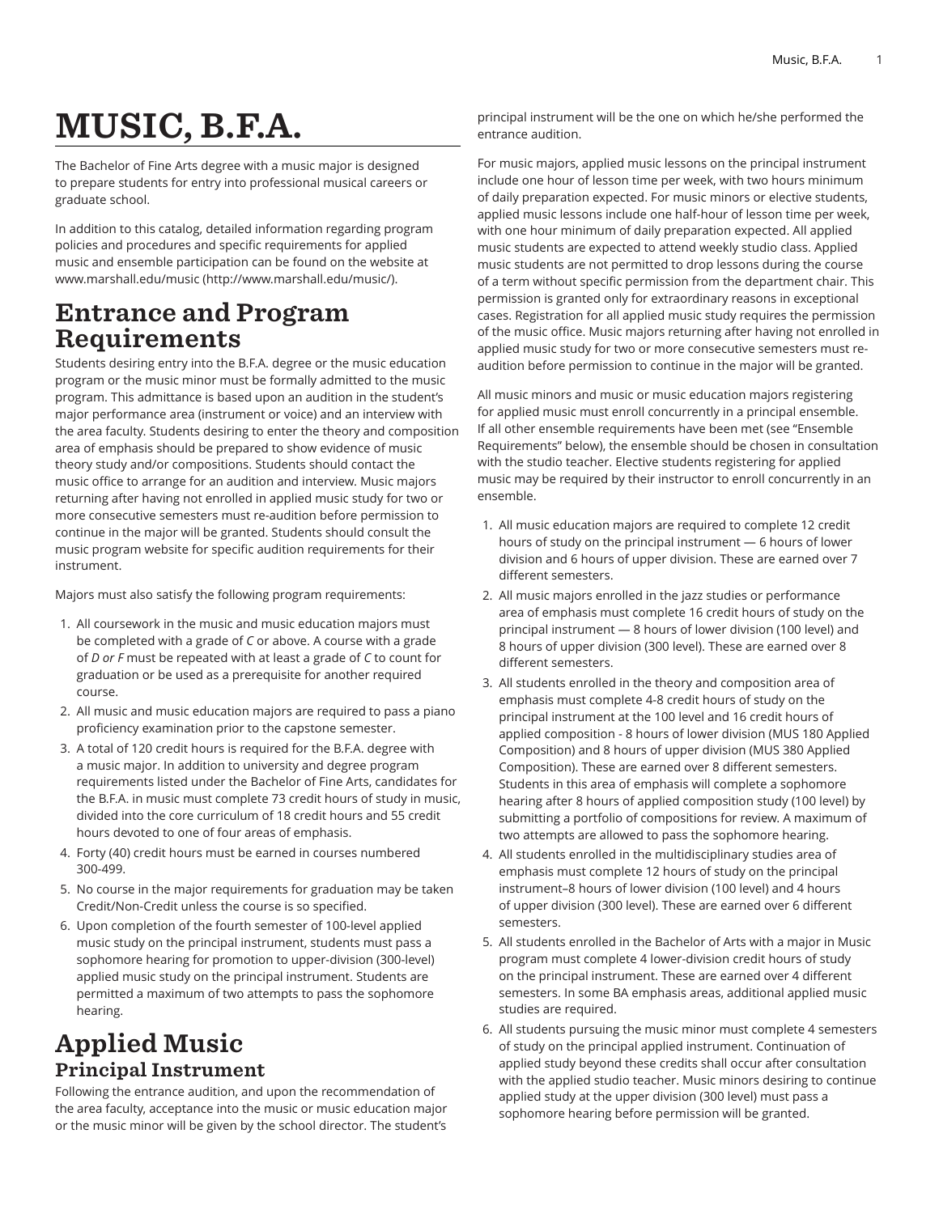# MUSIC, B.F.A.

The Bachelor of Fine Arts degree with a music major is designed to prepare students for entry into professional musical careers or graduate school.

In addition to this catalog, detailed information regarding program policies and procedures and specific requirements for applied music and ensemble participation can be found on the website at www.marshall.edu/music (http://www.marshall.edu/music/).

## Entrance and Program Requirements

Students desiring entry into the B.F.A. degree or the music education program or the music minor must be formally admitted to the music program. This admittance is based upon an audition in the student's major performance area (instrument or voice) and an interview with the area faculty. Students desiring to enter the theory and composition area of emphasis should be prepared to show evidence of music theory study and/or compositions. Students should contact the music office to arrange for an audition and interview. Music majors returning after having not enrolled in applied music study for two or more consecutive semesters must re-audition before permission to continue in the major will be granted. Students should consult the music program website for specific audition requirements for their instrument.

Majors must also satisfy the following program requirements:

1. All coursework in the music and music education majors must be completed with a grade of *C* or above. A course with a grade of *D or F* must be repeated with at least a grade of *C* to count for graduation or be used as a prerequisite for another required course.
2. All music and music education majors are required to pass a piano proficiency examination prior to the capstone semester.
3. A total of 120 credit hours is required for the B.F.A. degree with a music major. In addition to university and degree program requirements listed under the Bachelor of Fine Arts, candidates for the B.F.A. in music must complete 73 credit hours of study in music, divided into the core curriculum of 18 credit hours and 55 credit hours devoted to one of four areas of emphasis.
4. Forty (40) credit hours must be earned in courses numbered 300-499.
5. No course in the major requirements for graduation may be taken Credit/Non-Credit unless the course is so specified.
6. Upon completion of the fourth semester of 100-level applied music study on the principal instrument, students must pass a sophomore hearing for promotion to upper-division (300-level) applied music study on the principal instrument. Students are permitted a maximum of two attempts to pass the sophomore hearing.

## Applied Music

### Principal Instrument

Following the entrance audition, and upon the recommendation of the area faculty, acceptance into the music or music education major or the music minor will be given by the school director. The student's principal instrument will be the one on which he/she performed the entrance audition.

For music majors, applied music lessons on the principal instrument include one hour of lesson time per week, with two hours minimum of daily preparation expected. For music minors or elective students, applied music lessons include one half-hour of lesson time per week, with one hour minimum of daily preparation expected. All applied music students are expected to attend weekly studio class. Applied music students are not permitted to drop lessons during the course of a term without specific permission from the department chair. This permission is granted only for extraordinary reasons in exceptional cases. Registration for all applied music study requires the permission of the music office. Music majors returning after having not enrolled in applied music study for two or more consecutive semesters must re-audition before permission to continue in the major will be granted.

All music minors and music or music education majors registering for applied music must enroll concurrently in a principal ensemble. If all other ensemble requirements have been met (see "Ensemble Requirements" below), the ensemble should be chosen in consultation with the studio teacher. Elective students registering for applied music may be required by their instructor to enroll concurrently in an ensemble.

1. All music education majors are required to complete 12 credit hours of study on the principal instrument — 6 hours of lower division and 6 hours of upper division. These are earned over 7 different semesters.
2. All music majors enrolled in the jazz studies or performance area of emphasis must complete 16 credit hours of study on the principal instrument — 8 hours of lower division (100 level) and 8 hours of upper division (300 level). These are earned over 8 different semesters.
3. All students enrolled in the theory and composition area of emphasis must complete 4-8 credit hours of study on the principal instrument at the 100 level and 16 credit hours of applied composition - 8 hours of lower division (MUS 180 Applied Composition) and 8 hours of upper division (MUS 380 Applied Composition). These are earned over 8 different semesters. Students in this area of emphasis will complete a sophomore hearing after 8 hours of applied composition study (100 level) by submitting a portfolio of compositions for review. A maximum of two attempts are allowed to pass the sophomore hearing.
4. All students enrolled in the multidisciplinary studies area of emphasis must complete 12 hours of study on the principal instrument–8 hours of lower division (100 level) and 4 hours of upper division (300 level). These are earned over 6 different semesters.
5. All students enrolled in the Bachelor of Arts with a major in Music program must complete 4 lower-division credit hours of study on the principal instrument. These are earned over 4 different semesters. In some BA emphasis areas, additional applied music studies are required.
6. All students pursuing the music minor must complete 4 semesters of study on the principal applied instrument. Continuation of applied study beyond these credits shall occur after consultation with the applied studio teacher. Music minors desiring to continue applied study at the upper division (300 level) must pass a sophomore hearing before permission will be granted.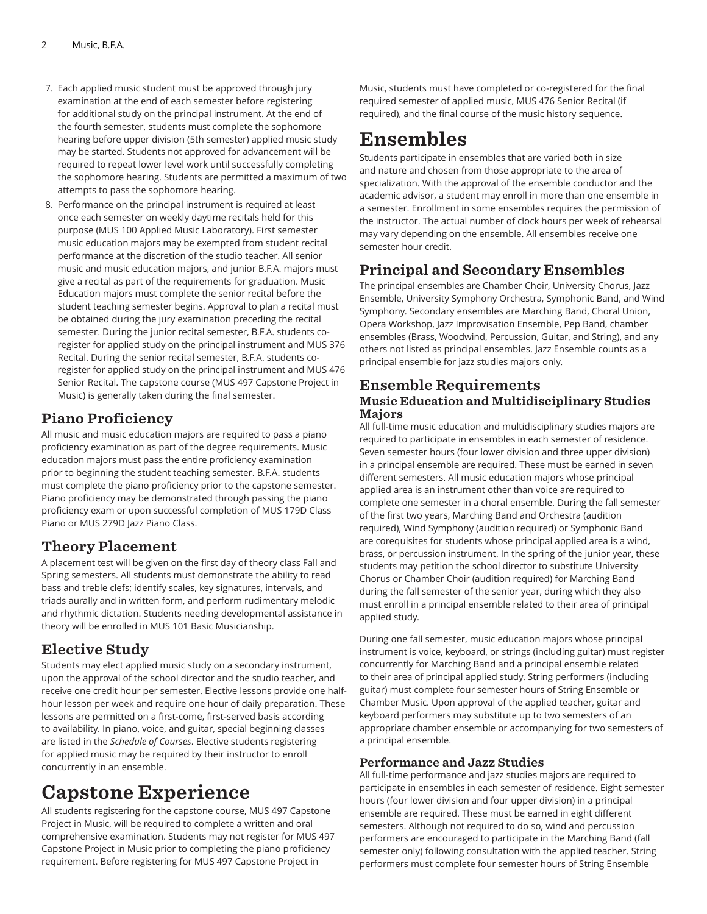7. Each applied music student must be approved through jury examination at the end of each semester before registering for additional study on the principal instrument. At the end of the fourth semester, students must complete the sophomore hearing before upper division (5th semester) applied music study may be started. Students not approved for advancement will be required to repeat lower level work until successfully completing the sophomore hearing. Students are permitted a maximum of two attempts to pass the sophomore hearing.
8. Performance on the principal instrument is required at least once each semester on weekly daytime recitals held for this purpose (MUS 100 Applied Music Laboratory). First semester music education majors may be exempted from student recital performance at the discretion of the studio teacher. All senior music and music education majors, and junior B.F.A. majors must give a recital as part of the requirements for graduation. Music Education majors must complete the senior recital before the student teaching semester begins. Approval to plan a recital must be obtained during the jury examination preceding the recital semester. During the junior recital semester, B.F.A. students co-register for applied study on the principal instrument and MUS 376 Recital. During the senior recital semester, B.F.A. students co-register for applied study on the principal instrument and MUS 476 Senior Recital. The capstone course (MUS 497 Capstone Project in Music) is generally taken during the final semester.

## Piano Proficiency

All music and music education majors are required to pass a piano proficiency examination as part of the degree requirements. Music education majors must pass the entire proficiency examination prior to beginning the student teaching semester. B.F.A. students must complete the piano proficiency prior to the capstone semester. Piano proficiency may be demonstrated through passing the piano proficiency exam or upon successful completion of MUS 179D Class Piano or MUS 279D Jazz Piano Class.

## Theory Placement

A placement test will be given on the first day of theory class Fall and Spring semesters. All students must demonstrate the ability to read bass and treble clefs; identify scales, key signatures, intervals, and triads aurally and in written form, and perform rudimentary melodic and rhythmic dictation. Students needing developmental assistance in theory will be enrolled in MUS 101 Basic Musicianship.

## Elective Study

Students may elect applied music study on a secondary instrument, upon the approval of the school director and the studio teacher, and receive one credit hour per semester. Elective lessons provide one half-hour lesson per week and require one hour of daily preparation. These lessons are permitted on a first-come, first-served basis according to availability. In piano, voice, and guitar, special beginning classes are listed in the *Schedule of Courses*. Elective students registering for applied music may be required by their instructor to enroll concurrently in an ensemble.

# Capstone Experience

All students registering for the capstone course, MUS 497 Capstone Project in Music, will be required to complete a written and oral comprehensive examination. Students may not register for MUS 497 Capstone Project in Music prior to completing the piano proficiency requirement. Before registering for MUS 497 Capstone Project in Music, students must have completed or co-registered for the final required semester of applied music, MUS 476 Senior Recital (if required), and the final course of the music history sequence.

# Ensembles

Students participate in ensembles that are varied both in size and nature and chosen from those appropriate to the area of specialization. With the approval of the ensemble conductor and the academic advisor, a student may enroll in more than one ensemble in a semester. Enrollment in some ensembles requires the permission of the instructor. The actual number of clock hours per week of rehearsal may vary depending on the ensemble. All ensembles receive one semester hour credit.

## Principal and Secondary Ensembles

The principal ensembles are Chamber Choir, University Chorus, Jazz Ensemble, University Symphony Orchestra, Symphonic Band, and Wind Symphony. Secondary ensembles are Marching Band, Choral Union, Opera Workshop, Jazz Improvisation Ensemble, Pep Band, chamber ensembles (Brass, Woodwind, Percussion, Guitar, and String), and any others not listed as principal ensembles. Jazz Ensemble counts as a principal ensemble for jazz studies majors only.

## Ensemble Requirements

### Music Education and Multidisciplinary Studies Majors

All full-time music education and multidisciplinary studies majors are required to participate in ensembles in each semester of residence. Seven semester hours (four lower division and three upper division) in a principal ensemble are required. These must be earned in seven different semesters. All music education majors whose principal applied area is an instrument other than voice are required to complete one semester in a choral ensemble. During the fall semester of the first two years, Marching Band and Orchestra (audition required), Wind Symphony (audition required) or Symphonic Band are corequisites for students whose principal applied area is a wind, brass, or percussion instrument. In the spring of the junior year, these students may petition the school director to substitute University Chorus or Chamber Choir (audition required) for Marching Band during the fall semester of the senior year, during which they also must enroll in a principal ensemble related to their area of principal applied study.

During one fall semester, music education majors whose principal instrument is voice, keyboard, or strings (including guitar) must register concurrently for Marching Band and a principal ensemble related to their area of principal applied study. String performers (including guitar) must complete four semester hours of String Ensemble or Chamber Music. Upon approval of the applied teacher, guitar and keyboard performers may substitute up to two semesters of an appropriate chamber ensemble or accompanying for two semesters of a principal ensemble.

### Performance and Jazz Studies

All full-time performance and jazz studies majors are required to participate in ensembles in each semester of residence. Eight semester hours (four lower division and four upper division) in a principal ensemble are required. These must be earned in eight different semesters. Although not required to do so, wind and percussion performers are encouraged to participate in the Marching Band (fall semester only) following consultation with the applied teacher. String performers must complete four semester hours of String Ensemble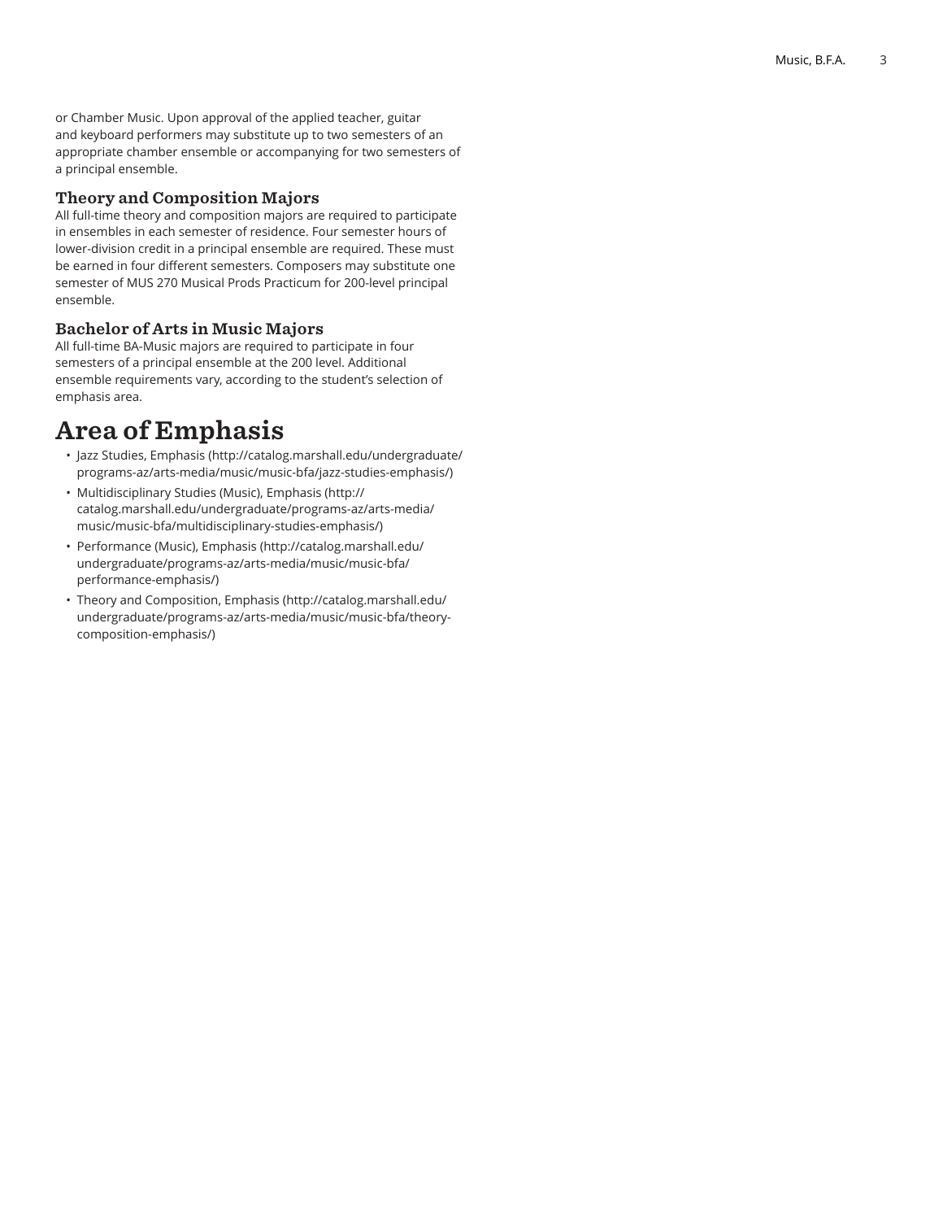or Chamber Music. Upon approval of the applied teacher, guitar and keyboard performers may substitute up to two semesters of an appropriate chamber ensemble or accompanying for two semesters of a principal ensemble.

### Theory and Composition Majors

All full-time theory and composition majors are required to participate in ensembles in each semester of residence. Four semester hours of lower-division credit in a principal ensemble are required. These must be earned in four different semesters. Composers may substitute one semester of MUS 270 Musical Prods Practicum for 200-level principal ensemble.

### Bachelor of Arts in Music Majors

All full-time BA-Music majors are required to participate in four semesters of a principal ensemble at the 200 level. Additional ensemble requirements vary, according to the student's selection of emphasis area.

## Area of Emphasis

- Jazz Studies, Emphasis (http://catalog.marshall.edu/undergraduate/programs-az/arts-media/music/music-bfa/jazz-studies-emphasis/)
- Multidisciplinary Studies (Music), Emphasis (http://catalog.marshall.edu/undergraduate/programs-az/arts-media/music/music-bfa/multidisciplinary-studies-emphasis/)
- Performance (Music), Emphasis (http://catalog.marshall.edu/undergraduate/programs-az/arts-media/music/music-bfa/performance-emphasis/)
- Theory and Composition, Emphasis (http://catalog.marshall.edu/undergraduate/programs-az/arts-media/music/music-bfa/theory-composition-emphasis/)